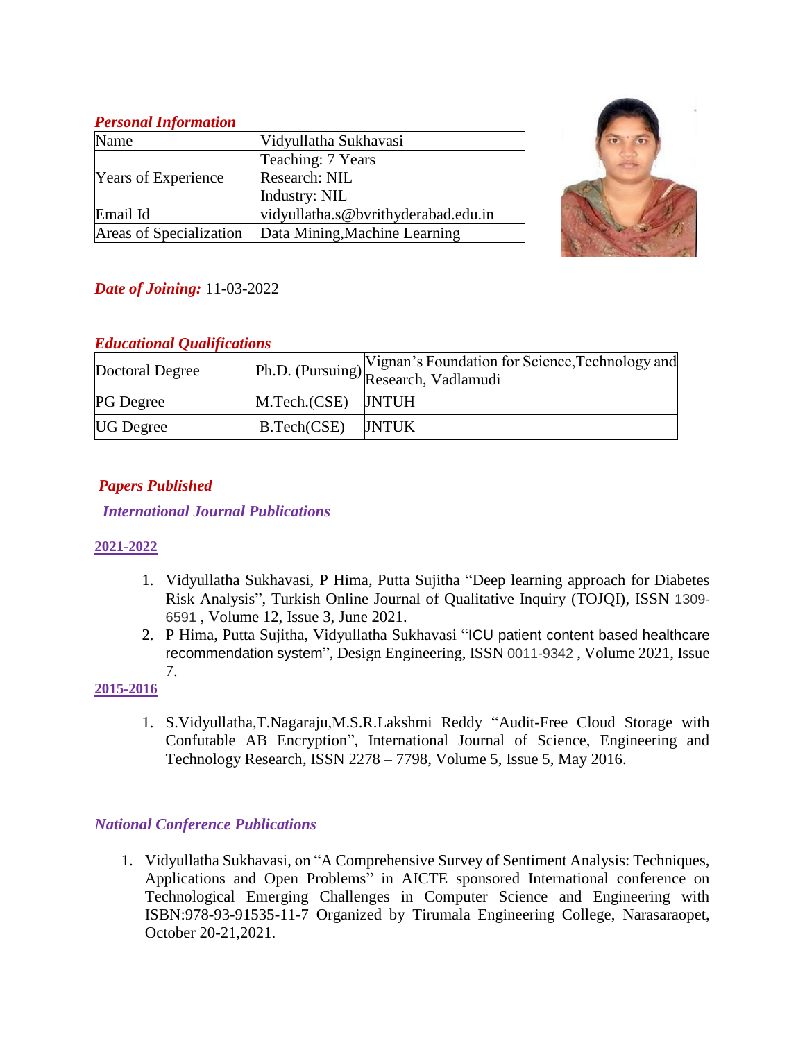## *Personal Information*

| Name | Vidyullatha Sukhavasi |
|---|---|
| Years of Experience | Teaching: 7 Years<br>Research: NIL<br>Industry: NIL |
| Email Id | vidyullatha.s@bvrithyderabad.edu.in |
| Areas of Specialization | Data Mining,Machine Learning |

***Date of Joining:*** 11-03-2022

## *Educational Qualifications*

| Doctoral Degree | Ph.D. (Pursuing) | Vignan's Foundation for Science,Technology and Research, Vadlamudi |
|---|---|---|
| PG Degree | M.Tech.(CSE) | JNTUH |
| UG Degree | B.Tech(CSE) | JNTUK |

## *Papers Published*

### *International Journal Publications*

**2021-2022**

1. Vidyullatha Sukhavasi, P Hima, Putta Sujitha "Deep learning approach for Diabetes Risk Analysis", Turkish Online Journal of Qualitative Inquiry (TOJQI), ISSN 1309-6591 , Volume 12, Issue 3, June 2021.
2. P Hima, Putta Sujitha, Vidyullatha Sukhavasi "ICU patient content based healthcare recommendation system", Design Engineering, ISSN 0011-9342 , Volume 2021, Issue 7.

**2015-2016**

1. S.Vidyullatha,T.Nagaraju,M.S.R.Lakshmi Reddy "Audit-Free Cloud Storage with Confutable AB Encryption", International Journal of Science, Engineering and Technology Research, ISSN 2278 – 7798, Volume 5, Issue 5, May 2016.

### *National Conference Publications*

1. Vidyullatha Sukhavasi, on "A Comprehensive Survey of Sentiment Analysis: Techniques, Applications and Open Problems" in AICTE sponsored International conference on Technological Emerging Challenges in Computer Science and Engineering with ISBN:978-93-91535-11-7 Organized by Tirumala Engineering College, Narasaraopet, October 20-21,2021.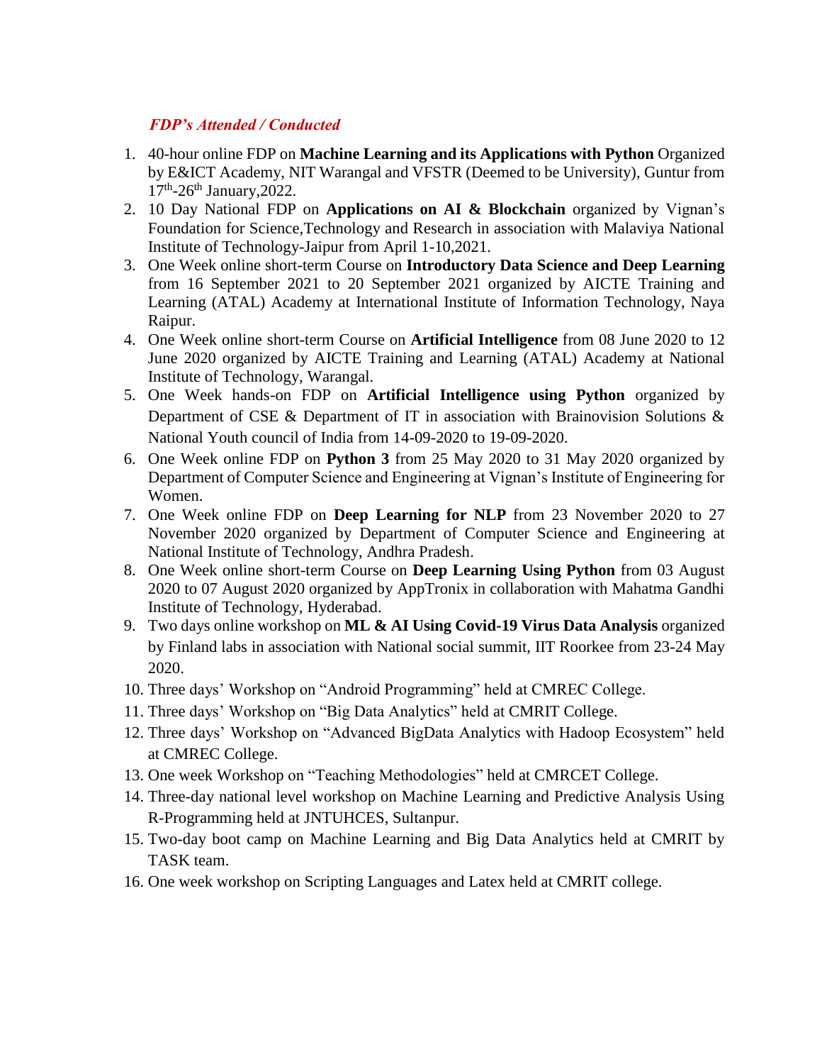***FDP's Attended / Conducted***

1. 40-hour online FDP on **Machine Learning and its Applications with Python** Organized by E&ICT Academy, NIT Warangal and VFSTR (Deemed to be University), Guntur from 17th-26th January,2022.
2. 10 Day National FDP on **Applications on AI & Blockchain** organized by Vignan's Foundation for Science,Technology and Research in association with Malaviya National Institute of Technology-Jaipur from April 1-10,2021.
3. One Week online short-term Course on **Introductory Data Science and Deep Learning** from 16 September 2021 to 20 September 2021 organized by AICTE Training and Learning (ATAL) Academy at International Institute of Information Technology, Naya Raipur.
4. One Week online short-term Course on **Artificial Intelligence** from 08 June 2020 to 12 June 2020 organized by AICTE Training and Learning (ATAL) Academy at National Institute of Technology, Warangal.
5. One Week hands-on FDP on **Artificial Intelligence using Python** organized by Department of CSE & Department of IT in association with Brainovision Solutions & National Youth council of India from 14-09-2020 to 19-09-2020.
6. One Week online FDP on **Python 3** from 25 May 2020 to 31 May 2020 organized by Department of Computer Science and Engineering at Vignan's Institute of Engineering for Women.
7. One Week online FDP on **Deep Learning for NLP** from 23 November 2020 to 27 November 2020 organized by Department of Computer Science and Engineering at National Institute of Technology, Andhra Pradesh.
8. One Week online short-term Course on **Deep Learning Using Python** from 03 August 2020 to 07 August 2020 organized by AppTronix in collaboration with Mahatma Gandhi Institute of Technology, Hyderabad.
9. Two days online workshop on **ML & AI Using Covid-19 Virus Data Analysis** organized by Finland labs in association with National social summit, IIT Roorkee from 23-24 May 2020.
10. Three days' Workshop on "Android Programming" held at CMREC College.
11. Three days' Workshop on "Big Data Analytics" held at CMRIT College.
12. Three days' Workshop on "Advanced BigData Analytics with Hadoop Ecosystem" held at CMREC College.
13. One week Workshop on "Teaching Methodologies" held at CMRCET College.
14. Three-day national level workshop on Machine Learning and Predictive Analysis Using R-Programming held at JNTUHCES, Sultanpur.
15. Two-day boot camp on Machine Learning and Big Data Analytics held at CMRIT by TASK team.
16. One week workshop on Scripting Languages and Latex held at CMRIT college.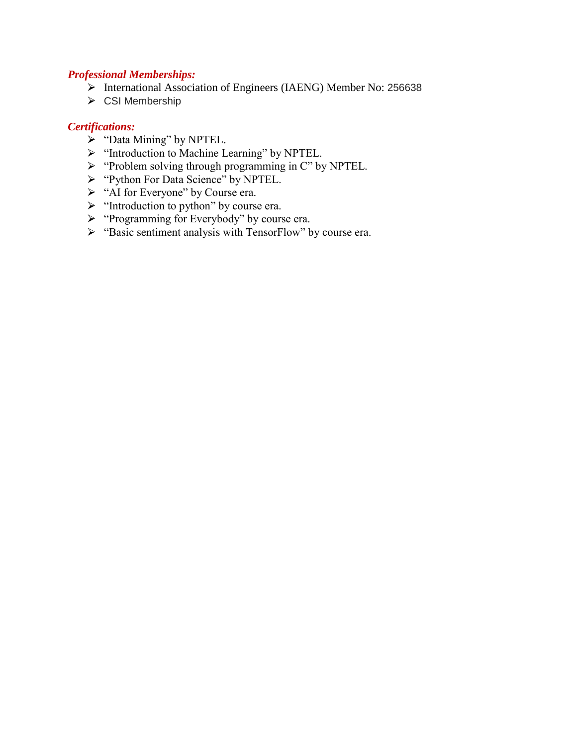***Professional Memberships:***

- International Association of Engineers (IAENG) Member No: 256638
- CSI Membership

***Certifications:***

- "Data Mining" by NPTEL.
- "Introduction to Machine Learning" by NPTEL.
- "Problem solving through programming in C" by NPTEL.
- "Python For Data Science" by NPTEL.
- "AI for Everyone" by Course era.
- "Introduction to python" by course era.
- "Programming for Everybody" by course era.
- "Basic sentiment analysis with TensorFlow" by course era.